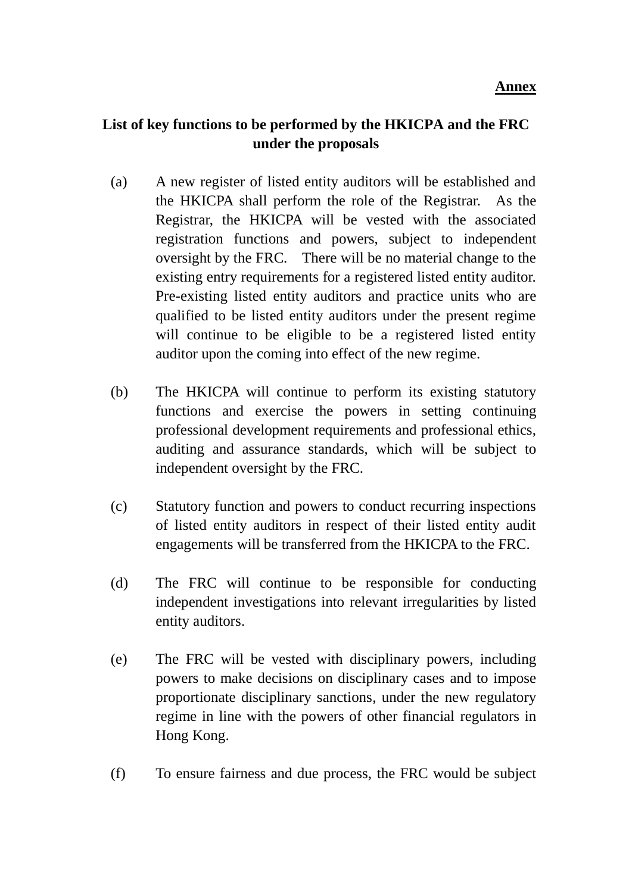**Annex**

**List of key functions to be performed by the HKICPA and the FRC under the proposals**

(a) A new register of listed entity auditors will be established and the HKICPA shall perform the role of the Registrar. As the Registrar, the HKICPA will be vested with the associated registration functions and powers, subject to independent oversight by the FRC. There will be no material change to the existing entry requirements for a registered listed entity auditor. Pre-existing listed entity auditors and practice units who are qualified to be listed entity auditors under the present regime will continue to be eligible to be a registered listed entity auditor upon the coming into effect of the new regime.

(b) The HKICPA will continue to perform its existing statutory functions and exercise the powers in setting continuing professional development requirements and professional ethics, auditing and assurance standards, which will be subject to independent oversight by the FRC.

(c) Statutory function and powers to conduct recurring inspections of listed entity auditors in respect of their listed entity audit engagements will be transferred from the HKICPA to the FRC.

(d) The FRC will continue to be responsible for conducting independent investigations into relevant irregularities by listed entity auditors.

(e) The FRC will be vested with disciplinary powers, including powers to make decisions on disciplinary cases and to impose proportionate disciplinary sanctions, under the new regulatory regime in line with the powers of other financial regulators in Hong Kong.

(f) To ensure fairness and due process, the FRC would be subject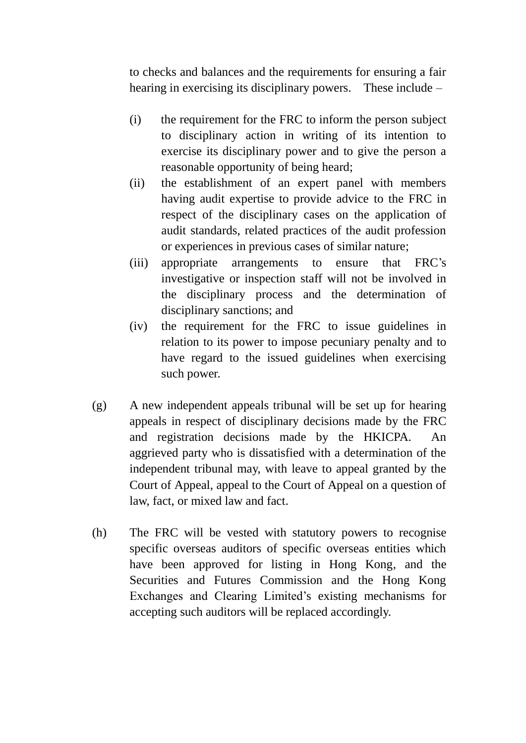to checks and balances and the requirements for ensuring a fair hearing in exercising its disciplinary powers. These include –

(i) the requirement for the FRC to inform the person subject to disciplinary action in writing of its intention to exercise its disciplinary power and to give the person a reasonable opportunity of being heard;

(ii) the establishment of an expert panel with members having audit expertise to provide advice to the FRC in respect of the disciplinary cases on the application of audit standards, related practices of the audit profession or experiences in previous cases of similar nature;

(iii) appropriate arrangements to ensure that FRC's investigative or inspection staff will not be involved in the disciplinary process and the determination of disciplinary sanctions; and

(iv) the requirement for the FRC to issue guidelines in relation to its power to impose pecuniary penalty and to have regard to the issued guidelines when exercising such power.

(g) A new independent appeals tribunal will be set up for hearing appeals in respect of disciplinary decisions made by the FRC and registration decisions made by the HKICPA. An aggrieved party who is dissatisfied with a determination of the independent tribunal may, with leave to appeal granted by the Court of Appeal, appeal to the Court of Appeal on a question of law, fact, or mixed law and fact.

(h) The FRC will be vested with statutory powers to recognise specific overseas auditors of specific overseas entities which have been approved for listing in Hong Kong, and the Securities and Futures Commission and the Hong Kong Exchanges and Clearing Limited's existing mechanisms for accepting such auditors will be replaced accordingly.